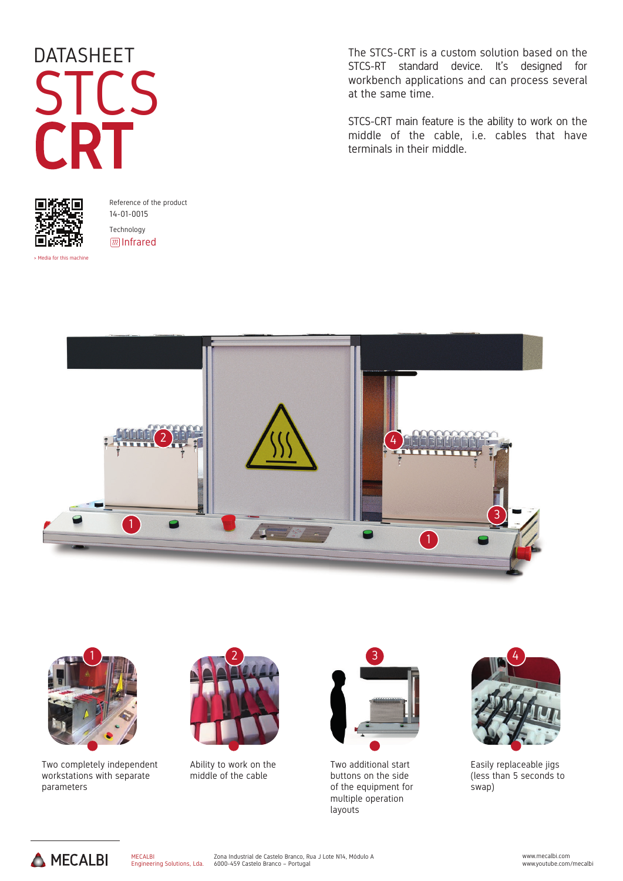# DATASHEET STCS CRT

The STCS-CRT is a custom solution based on the STCS-RT standard device. It's designed for workbench applications and can process several at the same time.

STCS-CRT main feature is the ability to work on the middle of the cable, i.e. cables that have terminals in their middle.

> Media for this machine

Reference of the product
14-01-0015

Technology
Infrared

1. Two completely independent workstations with separate parameters
2. Ability to work on the middle of the cable
3. Two additional start buttons on the side of the equipment for multiple operation layouts
4. Easily replaceable jigs (less than 5 seconds to swap)

MECALBI

MECALBI
Engineering Solutions, Lda.

Zona Industrial de Castelo Branco, Rua J Lote N14, Módulo A
6000-459 Castelo Branco – Portugal

www.mecalbi.com
www.youtube.com/mecalbi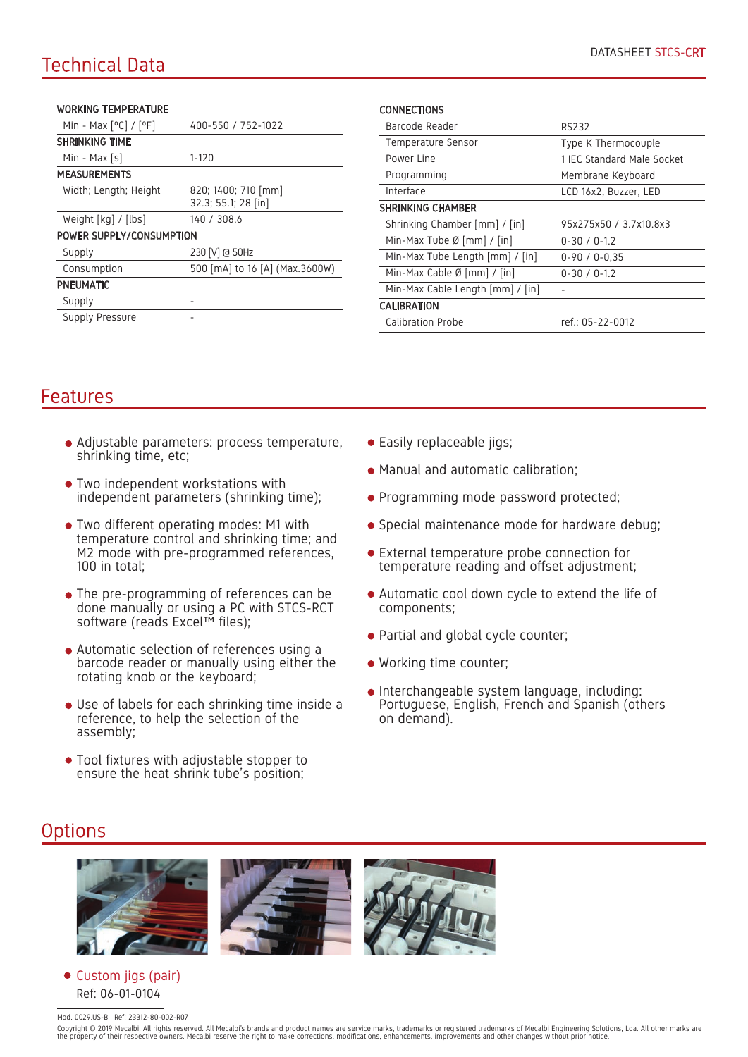## Technical Data

| | |
|---|---|
| **WORKING TEMPERATURE** | |
| Min - Max [°C] / [°F] | 400-550 / 752-1022 |
| **SHRINKING TIME** | |
| Min - Max [s] | 1-120 |
| **MEASUREMENTS** | |
| Width; Length; Height | 820; 1400; 710 [mm] 32.3; 55.1; 28 [in] |
| Weight [kg] / [lbs] | 140 / 308.6 |
| **POWER SUPPLY/CONSUMPTION** | |
| Supply | 230 [V] @ 50Hz |
| Consumption | 500 [mA] to 16 [A] (Max.3600W) |
| **PNEUMATIC** | |
| Supply | - |
| Supply Pressure | - |

| | |
|---|---|
| **CONNECTIONS** | |
| Barcode Reader | RS232 |
| Temperature Sensor | Type K Thermocouple |
| Power Line | 1 IEC Standard Male Socket |
| Programming | Membrane Keyboard |
| Interface | LCD 16x2, Buzzer, LED |
| **SHRINKING CHAMBER** | |
| Shrinking Chamber [mm] / [in] | 95x275x50 / 3.7x10.8x3 |
| Min-Max Tube Ø [mm] / [in] | 0-30 / 0-1.2 |
| Min-Max Tube Length [mm] / [in] | 0-90 / 0-0,35 |
| Min-Max Cable Ø [mm] / [in] | 0-30 / 0-1.2 |
| Min-Max Cable Length [mm] / [in] | - |
| **CALIBRATION** | |
| Calibration Probe | ref.: 05-22-0012 |

## Features

- Adjustable parameters: process temperature, shrinking time, etc;
- Two independent workstations with independent parameters (shrinking time);
- Two different operating modes: M1 with temperature control and shrinking time; and M2 mode with pre-programmed references, 100 in total;
- The pre-programming of references can be done manually or using a PC with STCS-RCT software (reads Excel™ files);
- Automatic selection of references using a barcode reader or manually using either the rotating knob or the keyboard;
- Use of labels for each shrinking time inside a reference, to help the selection of the assembly;
- Tool fixtures with adjustable stopper to ensure the heat shrink tube's position;
- Easily replaceable jigs;
- Manual and automatic calibration;
- Programming mode password protected;
- Special maintenance mode for hardware debug;
- External temperature probe connection for temperature reading and offset adjustment;
- Automatic cool down cycle to extend the life of components;
- Partial and global cycle counter;
- Working time counter;
- Interchangeable system language, including: Portuguese, English, French and Spanish (others on demand).

## Options

- Custom jigs (pair)
  Ref: 06-01-0104

Mod. 0029.US-B | Ref: 23312-80-002-R07

Copyright © 2019 Mecalbi. All rights reserved. All Mecalbi's brands and product names are service marks, trademarks or registered trademarks of Mecalbi Engineering Solutions, Lda. All other marks are the property of their respective owners. Mecalbi reserve the right to make corrections, modifications, enhancements, improvements and other changes without prior notice.